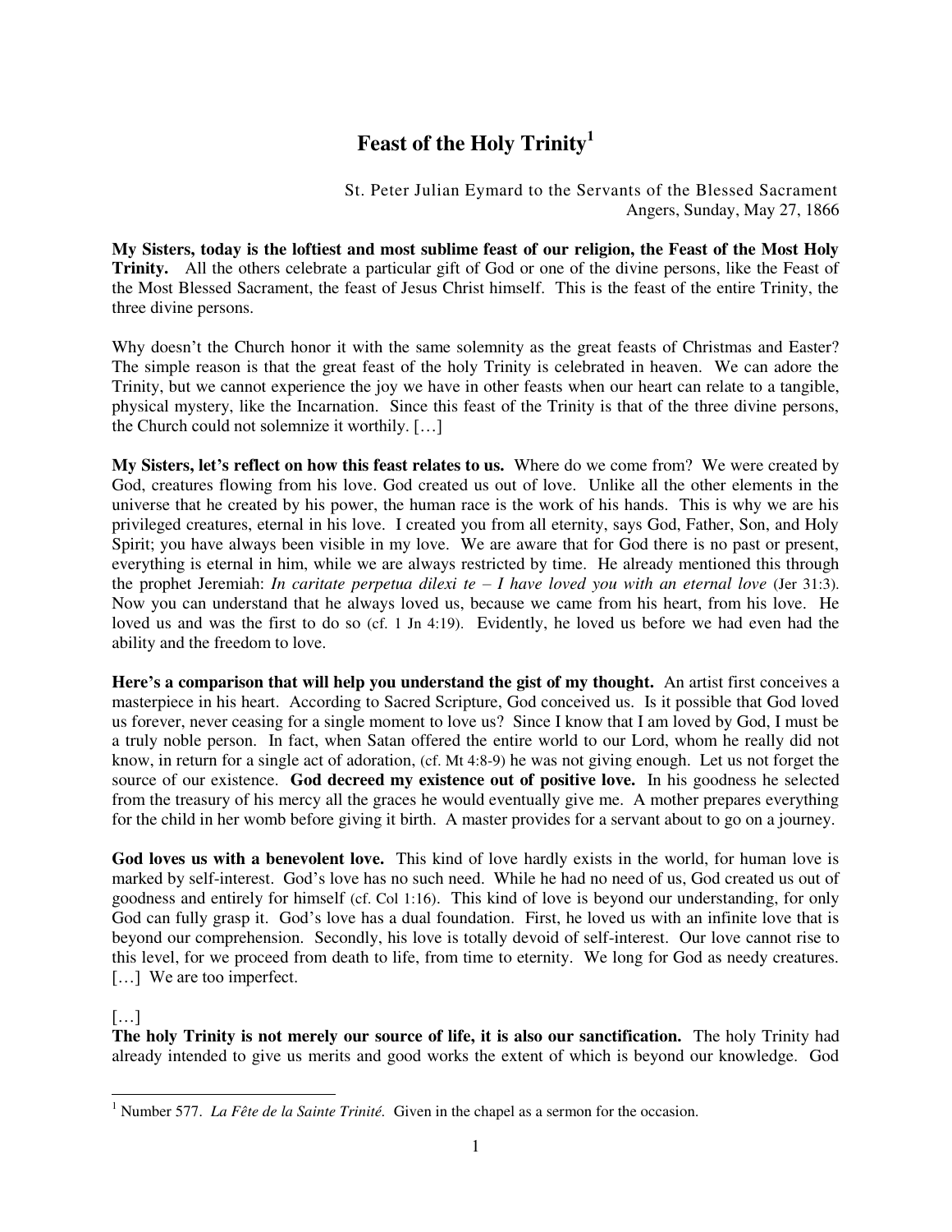# Feast of the Holy Trinity[1]

St. Peter Julian Eymard to the Servants of the Blessed Sacrament
Angers, Sunday, May 27, 1866

**My Sisters, today is the loftiest and most sublime feast of our religion, the Feast of the Most Holy Trinity.** All the others celebrate a particular gift of God or one of the divine persons, like the Feast of the Most Blessed Sacrament, the feast of Jesus Christ himself. This is the feast of the entire Trinity, the three divine persons.

Why doesn't the Church honor it with the same solemnity as the great feasts of Christmas and Easter? The simple reason is that the great feast of the holy Trinity is celebrated in heaven. We can adore the Trinity, but we cannot experience the joy we have in other feasts when our heart can relate to a tangible, physical mystery, like the Incarnation. Since this feast of the Trinity is that of the three divine persons, the Church could not solemnize it worthily. […]

**My Sisters, let's reflect on how this feast relates to us.** Where do we come from? We were created by God, creatures flowing from his love. God created us out of love. Unlike all the other elements in the universe that he created by his power, the human race is the work of his hands. This is why we are his privileged creatures, eternal in his love. I created you from all eternity, says God, Father, Son, and Holy Spirit; you have always been visible in my love. We are aware that for God there is no past or present, everything is eternal in him, while we are always restricted by time. He already mentioned this through the prophet Jeremiah: *In caritate perpetua dilexi te – I have loved you with an eternal love* (Jer 31:3). Now you can understand that he always loved us, because we came from his heart, from his love. He loved us and was the first to do so (cf. 1 Jn 4:19). Evidently, he loved us before we had even had the ability and the freedom to love.

**Here's a comparison that will help you understand the gist of my thought.** An artist first conceives a masterpiece in his heart. According to Sacred Scripture, God conceived us. Is it possible that God loved us forever, never ceasing for a single moment to love us? Since I know that I am loved by God, I must be a truly noble person. In fact, when Satan offered the entire world to our Lord, whom he really did not know, in return for a single act of adoration, (cf. Mt 4:8-9) he was not giving enough. Let us not forget the source of our existence. **God decreed my existence out of positive love.** In his goodness he selected from the treasury of his mercy all the graces he would eventually give me. A mother prepares everything for the child in her womb before giving it birth. A master provides for a servant about to go on a journey.

**God loves us with a benevolent love.** This kind of love hardly exists in the world, for human love is marked by self-interest. God's love has no such need. While he had no need of us, God created us out of goodness and entirely for himself (cf. Col 1:16). This kind of love is beyond our understanding, for only God can fully grasp it. God's love has a dual foundation. First, he loved us with an infinite love that is beyond our comprehension. Secondly, his love is totally devoid of self-interest. Our love cannot rise to this level, for we proceed from death to life, from time to eternity. We long for God as needy creatures. […] We are too imperfect.

[…]

**The holy Trinity is not merely our source of life, it is also our sanctification.** The holy Trinity had already intended to give us merits and good works the extent of which is beyond our knowledge. God

---

[1] Number 577. *La Fête de la Sainte Trinité*. Given in the chapel as a sermon for the occasion.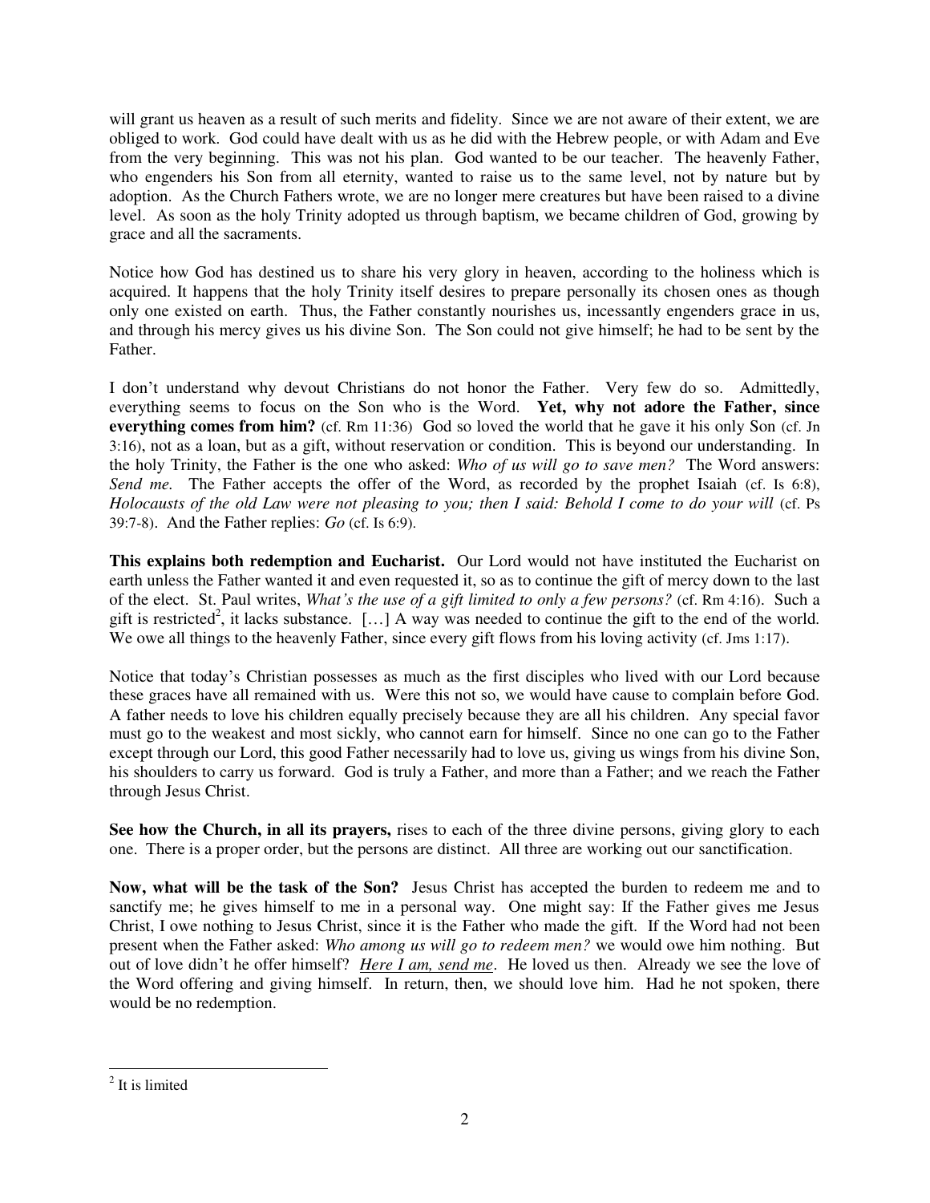will grant us heaven as a result of such merits and fidelity. Since we are not aware of their extent, we are obliged to work. God could have dealt with us as he did with the Hebrew people, or with Adam and Eve from the very beginning. This was not his plan. God wanted to be our teacher. The heavenly Father, who engenders his Son from all eternity, wanted to raise us to the same level, not by nature but by adoption. As the Church Fathers wrote, we are no longer mere creatures but have been raised to a divine level. As soon as the holy Trinity adopted us through baptism, we became children of God, growing by grace and all the sacraments.

Notice how God has destined us to share his very glory in heaven, according to the holiness which is acquired. It happens that the holy Trinity itself desires to prepare personally its chosen ones as though only one existed on earth. Thus, the Father constantly nourishes us, incessantly engenders grace in us, and through his mercy gives us his divine Son. The Son could not give himself; he had to be sent by the Father.

I don't understand why devout Christians do not honor the Father. Very few do so. Admittedly, everything seems to focus on the Son who is the Word. **Yet, why not adore the Father, since everything comes from him?** (cf. Rm 11:36) God so loved the world that he gave it his only Son (cf. Jn 3:16), not as a loan, but as a gift, without reservation or condition. This is beyond our understanding. In the holy Trinity, the Father is the one who asked: *Who of us will go to save men?* The Word answers: *Send me.* The Father accepts the offer of the Word, as recorded by the prophet Isaiah (cf. Is 6:8), *Holocausts of the old Law were not pleasing to you; then I said: Behold I come to do your will* (cf. Ps 39:7-8). And the Father replies: *Go* (cf. Is 6:9).

**This explains both redemption and Eucharist.** Our Lord would not have instituted the Eucharist on earth unless the Father wanted it and even requested it, so as to continue the gift of mercy down to the last of the elect. St. Paul writes, *What's the use of a gift limited to only a few persons?* (cf. Rm 4:16). Such a gift is restricted[2], it lacks substance. […] A way was needed to continue the gift to the end of the world. We owe all things to the heavenly Father, since every gift flows from his loving activity (cf. Jms 1:17).

Notice that today's Christian possesses as much as the first disciples who lived with our Lord because these graces have all remained with us. Were this not so, we would have cause to complain before God. A father needs to love his children equally precisely because they are all his children. Any special favor must go to the weakest and most sickly, who cannot earn for himself. Since no one can go to the Father except through our Lord, this good Father necessarily had to love us, giving us wings from his divine Son, his shoulders to carry us forward. God is truly a Father, and more than a Father; and we reach the Father through Jesus Christ.

**See how the Church, in all its prayers,** rises to each of the three divine persons, giving glory to each one. There is a proper order, but the persons are distinct. All three are working out our sanctification.

**Now, what will be the task of the Son?** Jesus Christ has accepted the burden to redeem me and to sanctify me; he gives himself to me in a personal way. One might say: If the Father gives me Jesus Christ, I owe nothing to Jesus Christ, since it is the Father who made the gift. If the Word had not been present when the Father asked: *Who among us will go to redeem men?* we would owe him nothing. But out of love didn't he offer himself? *Here I am, send me*. He loved us then. Already we see the love of the Word offering and giving himself. In return, then, we should love him. Had he not spoken, there would be no redemption.

---

[2] It is limited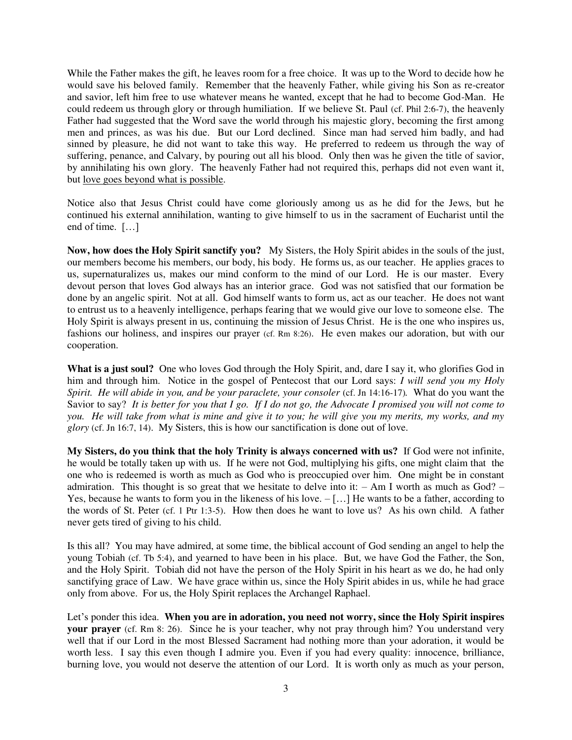While the Father makes the gift, he leaves room for a free choice. It was up to the Word to decide how he would save his beloved family. Remember that the heavenly Father, while giving his Son as re-creator and savior, left him free to use whatever means he wanted, except that he had to become God-Man. He could redeem us through glory or through humiliation. If we believe St. Paul (cf. Phil 2:6-7), the heavenly Father had suggested that the Word save the world through his majestic glory, becoming the first among men and princes, as was his due. But our Lord declined. Since man had served him badly, and had sinned by pleasure, he did not want to take this way. He preferred to redeem us through the way of suffering, penance, and Calvary, by pouring out all his blood. Only then was he given the title of savior, by annihilating his own glory. The heavenly Father had not required this, perhaps did not even want it, but <u>love goes beyond what is possible</u>.

Notice also that Jesus Christ could have come gloriously among us as he did for the Jews, but he continued his external annihilation, wanting to give himself to us in the sacrament of Eucharist until the end of time. […]

**Now, how does the Holy Spirit sanctify you?** My Sisters, the Holy Spirit abides in the souls of the just, our members become his members, our body, his body. He forms us, as our teacher. He applies graces to us, supernaturalizes us, makes our mind conform to the mind of our Lord. He is our master. Every devout person that loves God always has an interior grace. God was not satisfied that our formation be done by an angelic spirit. Not at all. God himself wants to form us, act as our teacher. He does not want to entrust us to a heavenly intelligence, perhaps fearing that we would give our love to someone else. The Holy Spirit is always present in us, continuing the mission of Jesus Christ. He is the one who inspires us, fashions our holiness, and inspires our prayer (cf. Rm 8:26). He even makes our adoration, but with our cooperation.

**What is a just soul?** One who loves God through the Holy Spirit, and, dare I say it, who glorifies God in him and through him. Notice in the gospel of Pentecost that our Lord says: *I will send you my Holy Spirit. He will abide in you, and be your paraclete, your consoler* (cf. Jn 14:16-17). What do you want the Savior to say? *It is better for you that I go. If I do not go, the Advocate I promised you will not come to you. He will take from what is mine and give it to you; he will give you my merits, my works, and my glory* (cf. Jn 16:7, 14). My Sisters, this is how our sanctification is done out of love.

**My Sisters, do you think that the holy Trinity is always concerned with us?** If God were not infinite, he would be totally taken up with us. If he were not God, multiplying his gifts, one might claim that the one who is redeemed is worth as much as God who is preoccupied over him. One might be in constant admiration. This thought is so great that we hesitate to delve into it: – Am I worth as much as God? – Yes, because he wants to form you in the likeness of his love. – […] He wants to be a father, according to the words of St. Peter (cf. 1 Ptr 1:3-5). How then does he want to love us? As his own child. A father never gets tired of giving to his child.

Is this all? You may have admired, at some time, the biblical account of God sending an angel to help the young Tobiah (cf. Tb 5:4), and yearned to have been in his place. But, we have God the Father, the Son, and the Holy Spirit. Tobiah did not have the person of the Holy Spirit in his heart as we do, he had only sanctifying grace of Law. We have grace within us, since the Holy Spirit abides in us, while he had grace only from above. For us, the Holy Spirit replaces the Archangel Raphael.

Let's ponder this idea. **When you are in adoration, you need not worry, since the Holy Spirit inspires your prayer** (cf. Rm 8: 26). Since he is your teacher, why not pray through him? You understand very well that if our Lord in the most Blessed Sacrament had nothing more than your adoration, it would be worth less. I say this even though I admire you. Even if you had every quality: innocence, brilliance, burning love, you would not deserve the attention of our Lord. It is worth only as much as your person,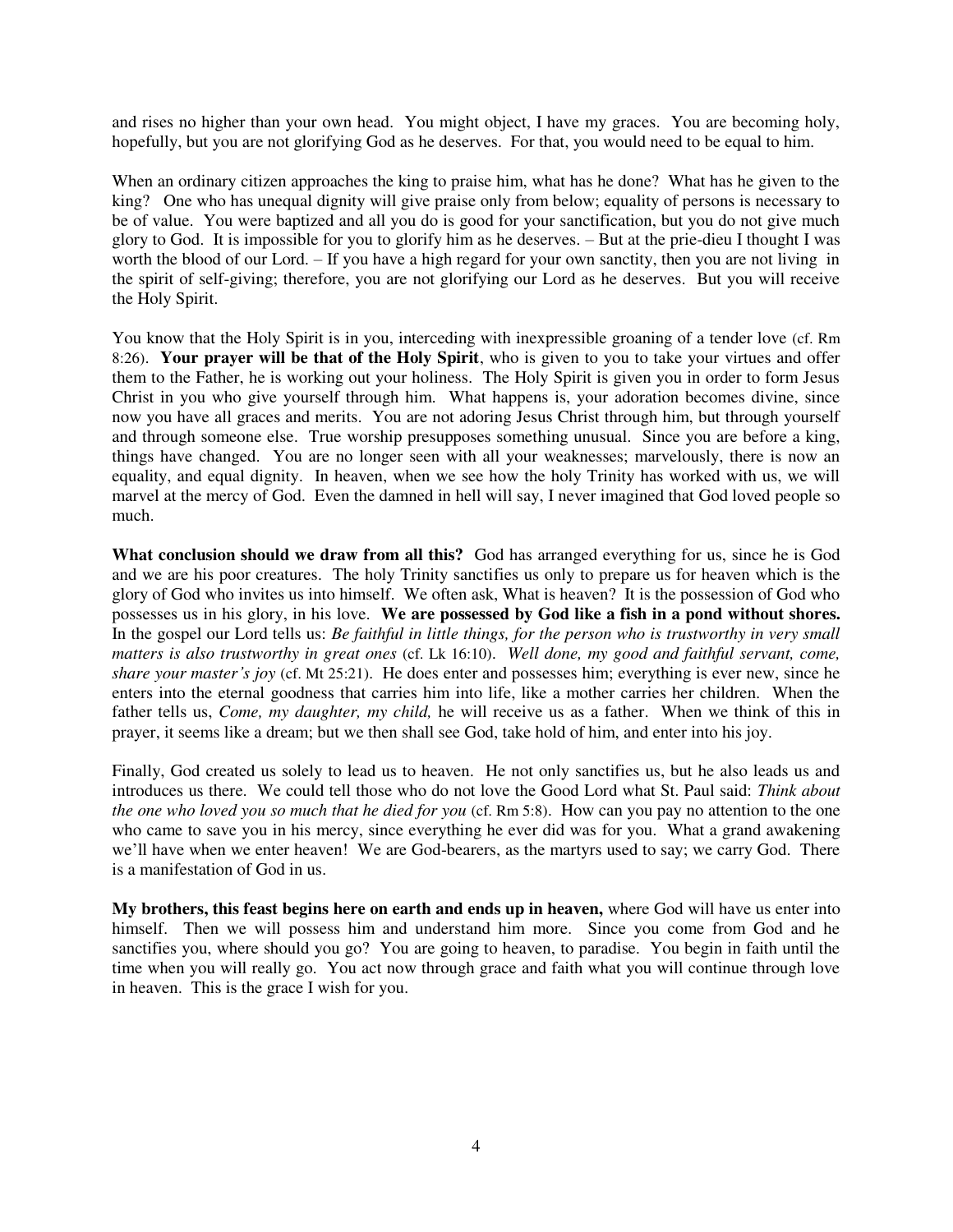and rises no higher than your own head. You might object, I have my graces. You are becoming holy, hopefully, but you are not glorifying God as he deserves. For that, you would need to be equal to him.

When an ordinary citizen approaches the king to praise him, what has he done? What has he given to the king? One who has unequal dignity will give praise only from below; equality of persons is necessary to be of value. You were baptized and all you do is good for your sanctification, but you do not give much glory to God. It is impossible for you to glorify him as he deserves. – But at the prie-dieu I thought I was worth the blood of our Lord. – If you have a high regard for your own sanctity, then you are not living in the spirit of self-giving; therefore, you are not glorifying our Lord as he deserves. But you will receive the Holy Spirit.

You know that the Holy Spirit is in you, interceding with inexpressible groaning of a tender love (cf. Rm 8:26). **Your prayer will be that of the Holy Spirit**, who is given to you to take your virtues and offer them to the Father, he is working out your holiness. The Holy Spirit is given you in order to form Jesus Christ in you who give yourself through him. What happens is, your adoration becomes divine, since now you have all graces and merits. You are not adoring Jesus Christ through him, but through yourself and through someone else. True worship presupposes something unusual. Since you are before a king, things have changed. You are no longer seen with all your weaknesses; marvelously, there is now an equality, and equal dignity. In heaven, when we see how the holy Trinity has worked with us, we will marvel at the mercy of God. Even the damned in hell will say, I never imagined that God loved people so much.

**What conclusion should we draw from all this?** God has arranged everything for us, since he is God and we are his poor creatures. The holy Trinity sanctifies us only to prepare us for heaven which is the glory of God who invites us into himself. We often ask, What is heaven? It is the possession of God who possesses us in his glory, in his love. **We are possessed by God like a fish in a pond without shores.** In the gospel our Lord tells us: *Be faithful in little things, for the person who is trustworthy in very small matters is also trustworthy in great ones* (cf. Lk 16:10). *Well done, my good and faithful servant, come, share your master's joy* (cf. Mt 25:21). He does enter and possesses him; everything is ever new, since he enters into the eternal goodness that carries him into life, like a mother carries her children. When the father tells us, *Come, my daughter, my child,* he will receive us as a father. When we think of this in prayer, it seems like a dream; but we then shall see God, take hold of him, and enter into his joy.

Finally, God created us solely to lead us to heaven. He not only sanctifies us, but he also leads us and introduces us there. We could tell those who do not love the Good Lord what St. Paul said: *Think about the one who loved you so much that he died for you* (cf. Rm 5:8). How can you pay no attention to the one who came to save you in his mercy, since everything he ever did was for you. What a grand awakening we'll have when we enter heaven! We are God-bearers, as the martyrs used to say; we carry God. There is a manifestation of God in us.

**My brothers, this feast begins here on earth and ends up in heaven,** where God will have us enter into himself. Then we will possess him and understand him more. Since you come from God and he sanctifies you, where should you go? You are going to heaven, to paradise. You begin in faith until the time when you will really go. You act now through grace and faith what you will continue through love in heaven. This is the grace I wish for you.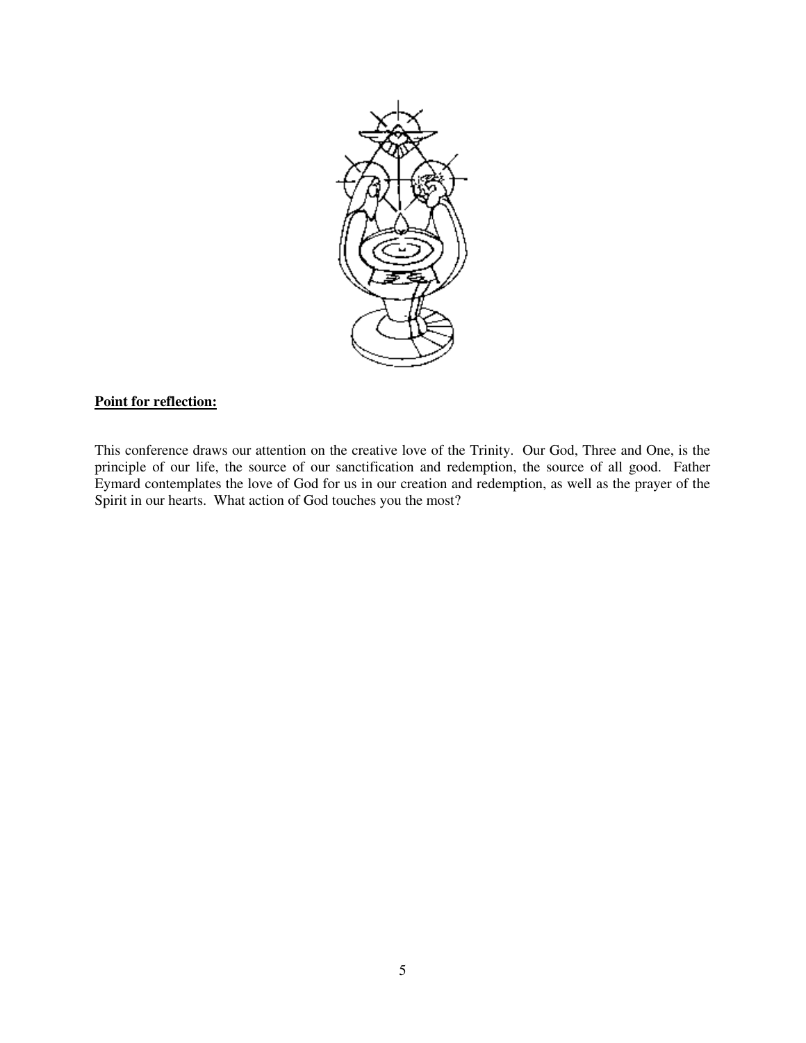**Point for reflection:**

This conference draws our attention on the creative love of the Trinity. Our God, Three and One, is the principle of our life, the source of our sanctification and redemption, the source of all good. Father Eymard contemplates the love of God for us in our creation and redemption, as well as the prayer of the Spirit in our hearts. What action of God touches you the most?